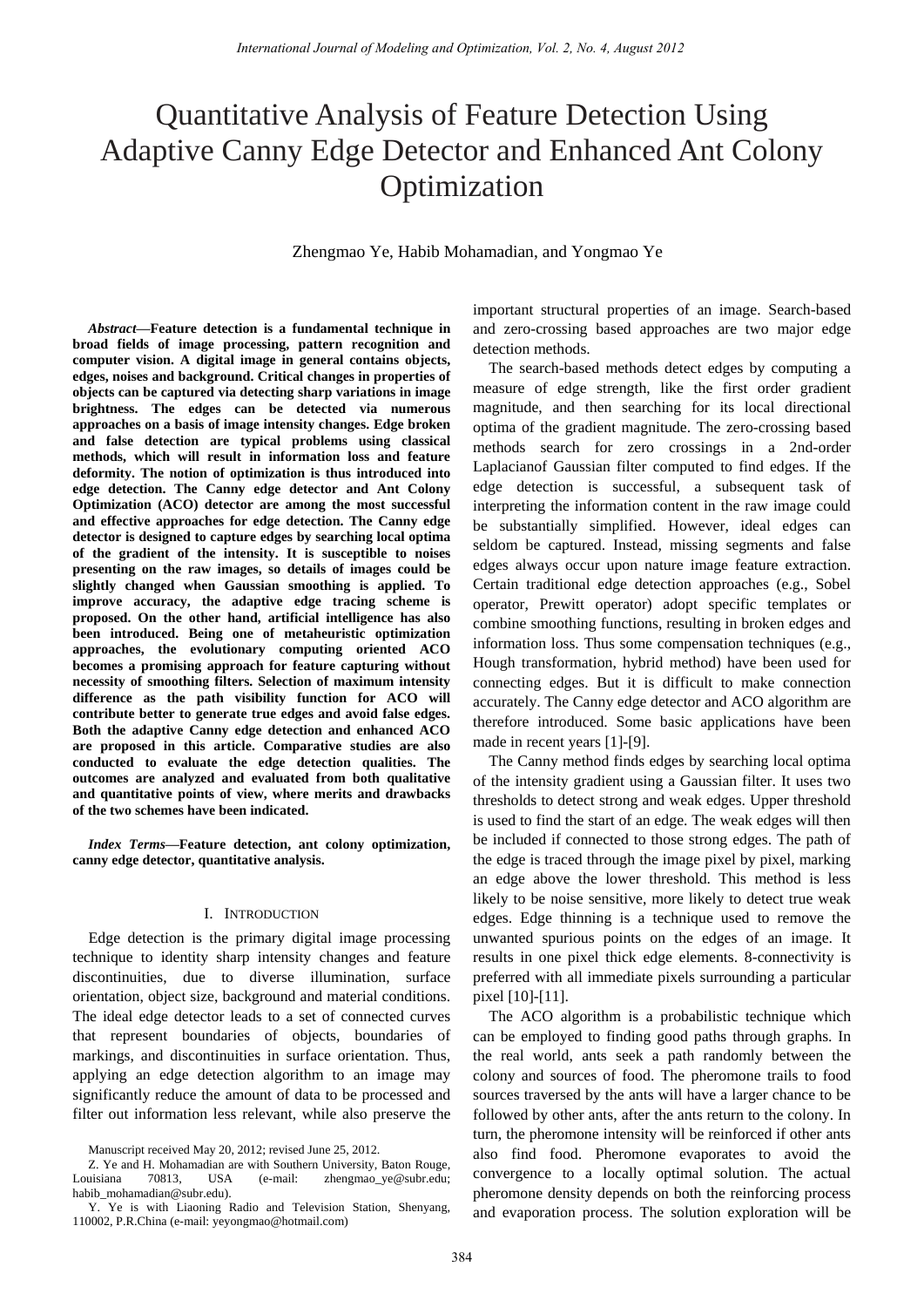# Quantitative Analysis of Feature Detection Using Adaptive Canny Edge Detector and Enhanced Ant Colony Optimization

Zhengmao Ye, Habib Mohamadian, and Yongmao Ye

***Abstract*—Feature detection is a fundamental technique in broad fields of image processing, pattern recognition and computer vision. A digital image in general contains objects, edges, noises and background. Critical changes in properties of objects can be captured via detecting sharp variations in image brightness. The edges can be detected via numerous approaches on a basis of image intensity changes. Edge broken and false detection are typical problems using classical methods, which will result in information loss and feature deformity. The notion of optimization is thus introduced into edge detection. The Canny edge detector and Ant Colony Optimization (ACO) detector are among the most successful and effective approaches for edge detection. The Canny edge detector is designed to capture edges by searching local optima of the gradient of the intensity. It is susceptible to noises presenting on the raw images, so details of images could be slightly changed when Gaussian smoothing is applied. To improve accuracy, the adaptive edge tracing scheme is proposed. On the other hand, artificial intelligence has also been introduced. Being one of metaheuristic optimization approaches, the evolutionary computing oriented ACO becomes a promising approach for feature capturing without necessity of smoothing filters. Selection of maximum intensity difference as the path visibility function for ACO will contribute better to generate true edges and avoid false edges. Both the adaptive Canny edge detection and enhanced ACO are proposed in this article. Comparative studies are also conducted to evaluate the edge detection qualities. The outcomes are analyzed and evaluated from both qualitative and quantitative points of view, where merits and drawbacks of the two schemes have been indicated.**

***Index Terms*—Feature detection, ant colony optimization, canny edge detector, quantitative analysis.**

## I. Introduction

Edge detection is the primary digital image processing technique to identity sharp intensity changes and feature discontinuities, due to diverse illumination, surface orientation, object size, background and material conditions. The ideal edge detector leads to a set of connected curves that represent boundaries of objects, boundaries of markings, and discontinuities in surface orientation. Thus, applying an edge detection algorithm to an image may significantly reduce the amount of data to be processed and filter out information less relevant, while also preserve the important structural properties of an image. Search-based and zero-crossing based approaches are two major edge detection methods.

The search-based methods detect edges by computing a measure of edge strength, like the first order gradient magnitude, and then searching for its local directional optima of the gradient magnitude. The zero-crossing based methods search for zero crossings in a 2nd-order Laplacianof Gaussian filter computed to find edges. If the edge detection is successful, a subsequent task of interpreting the information content in the raw image could be substantially simplified. However, ideal edges can seldom be captured. Instead, missing segments and false edges always occur upon nature image feature extraction. Certain traditional edge detection approaches (e.g., Sobel operator, Prewitt operator) adopt specific templates or combine smoothing functions, resulting in broken edges and information loss. Thus some compensation techniques (e.g., Hough transformation, hybrid method) have been used for connecting edges. But it is difficult to make connection accurately. The Canny edge detector and ACO algorithm are therefore introduced. Some basic applications have been made in recent years [1]-[9].

The Canny method finds edges by searching local optima of the intensity gradient using a Gaussian filter. It uses two thresholds to detect strong and weak edges. Upper threshold is used to find the start of an edge. The weak edges will then be included if connected to those strong edges. The path of the edge is traced through the image pixel by pixel, marking an edge above the lower threshold. This method is less likely to be noise sensitive, more likely to detect true weak edges. Edge thinning is a technique used to remove the unwanted spurious points on the edges of an image. It results in one pixel thick edge elements. 8-connectivity is preferred with all immediate pixels surrounding a particular pixel [10]-[11].

The ACO algorithm is a probabilistic technique which can be employed to finding good paths through graphs. In the real world, ants seek a path randomly between the colony and sources of food. The pheromone trails to food sources traversed by the ants will have a larger chance to be followed by other ants, after the ants return to the colony. In turn, the pheromone intensity will be reinforced if other ants also find food. Pheromone evaporates to avoid the convergence to a locally optimal solution. The actual pheromone density depends on both the reinforcing process and evaporation process. The solution exploration will be

Manuscript received May 20, 2012; revised June 25, 2012.

Z. Ye and H. Mohamadian are with Southern University, Baton Rouge, Louisiana 70813, USA (e-mail: zhengmao_ye@subr.edu; habib_mohamadian@subr.edu).

Y. Ye is with Liaoning Radio and Television Station, Shenyang, 110002, P.R.China (e-mail: yeyongmao@hotmail.com)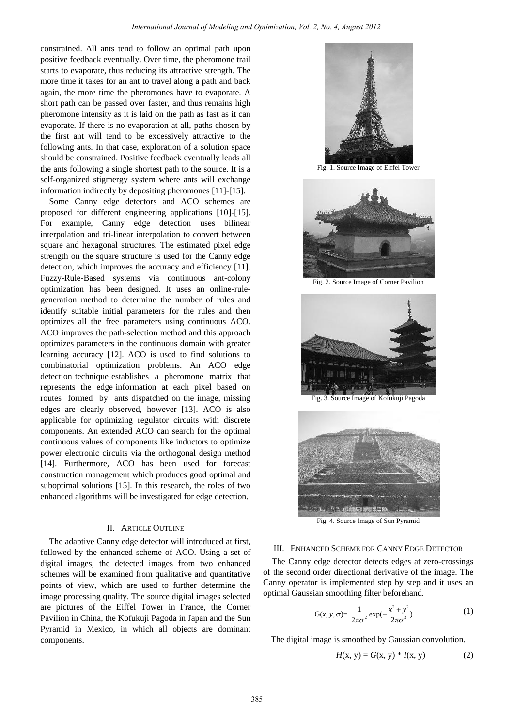constrained. All ants tend to follow an optimal path upon positive feedback eventually. Over time, the pheromone trail starts to evaporate, thus reducing its attractive strength. The more time it takes for an ant to travel along a path and back again, the more time the pheromones have to evaporate. A short path can be passed over faster, and thus remains high pheromone intensity as it is laid on the path as fast as it can evaporate. If there is no evaporation at all, paths chosen by the first ant will tend to be excessively attractive to the following ants. In that case, exploration of a solution space should be constrained. Positive feedback eventually leads all the ants following a single shortest path to the source. It is a self-organized stigmergy system where ants will exchange information indirectly by depositing pheromones [11]-[15].

Some Canny edge detectors and ACO schemes are proposed for different engineering applications [10]-[15]. For example, Canny edge detection uses bilinear interpolation and tri-linear interpolation to convert between square and hexagonal structures. The estimated pixel edge strength on the square structure is used for the Canny edge detection, which improves the accuracy and efficiency [11]. Fuzzy-Rule-Based systems via continuous ant-colony optimization has been designed. It uses an online-rule-generation method to determine the number of rules and identify suitable initial parameters for the rules and then optimizes all the free parameters using continuous ACO. ACO improves the path-selection method and this approach optimizes parameters in the continuous domain with greater learning accuracy [12]. ACO is used to find solutions to combinatorial optimization problems. An ACO edge detection technique establishes a pheromone matrix that represents the edge information at each pixel based on routes formed by ants dispatched on the image, missing edges are clearly observed, however [13]. ACO is also applicable for optimizing regulator circuits with discrete components. An extended ACO can search for the optimal continuous values of components like inductors to optimize power electronic circuits via the orthogonal design method [14]. Furthermore, ACO has been used for forecast construction management which produces good optimal and suboptimal solutions [15]. In this research, the roles of two enhanced algorithms will be investigated for edge detection.

## II. Article Outline

The adaptive Canny edge detector will introduced at first, followed by the enhanced scheme of ACO. Using a set of digital images, the detected images from two enhanced schemes will be examined from qualitative and quantitative points of view, which are used to further determine the image processing quality. The source digital images selected are pictures of the Eiffel Tower in France, the Corner Pavilion in China, the Kofukuji Pagoda in Japan and the Sun Pyramid in Mexico, in which all objects are dominant components.

Fig. 1. Source Image of Eiffel Tower

Fig. 2. Source Image of Corner Pavilion

Fig. 3. Source Image of Kofukuji Pagoda

Fig. 4. Source Image of Sun Pyramid

## III. Enhanced Scheme for Canny Edge Detector

The Canny edge detector detects edges at zero-crossings of the second order directional derivative of the image. The Canny operator is implemented step by step and it uses an optimal Gaussian smoothing filter beforehand.

$$G(x, y, \sigma) = \frac{1}{2\pi\sigma^2}\exp\left(-\frac{x^2+y^2}{2\pi\sigma^2}\right) \tag{1}$$

The digital image is smoothed by Gaussian convolution.

$$H(x, y) = G(x, y) * I(x, y) \tag{2}$$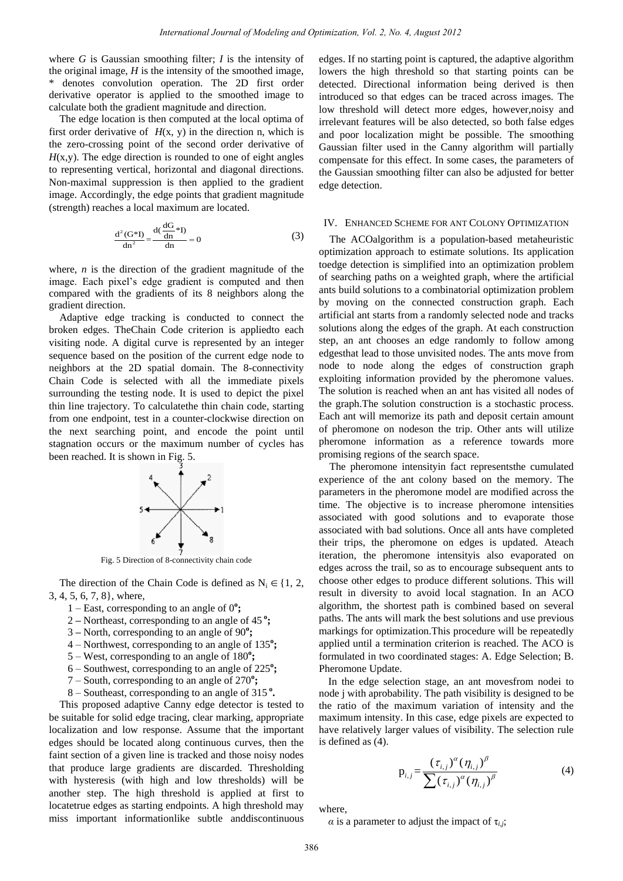where $G$ is Gaussian smoothing filter; $I$ is the intensity of the original image, $H$ is the intensity of the smoothed image, * denotes convolution operation. The 2D first order derivative operator is applied to the smoothed image to calculate both the gradient magnitude and direction.

The edge location is then computed at the local optima of first order derivative of $H(x, y)$ in the direction n, which is the zero-crossing point of the second order derivative of $H(x,y)$. The edge direction is rounded to one of eight angles to representing vertical, horizontal and diagonal directions. Non-maximal suppression is then applied to the gradient image. Accordingly, the edge points that gradient magnitude (strength) reaches a local maximum are located.

$$\frac{d^2(G*I)}{dn^2} = \frac{d(\frac{dG}{dn}*I)}{dn} = 0 \tag{3}$$

where, $n$ is the direction of the gradient magnitude of the image. Each pixel's edge gradient is computed and then compared with the gradients of its 8 neighbors along the gradient direction.

Adaptive edge tracking is conducted to connect the broken edges. TheChain Code criterion is appliedto each visiting node. A digital curve is represented by an integer sequence based on the position of the current edge node to neighbors at the 2D spatial domain. The 8-connectivity Chain Code is selected with all the immediate pixels surrounding the testing node. It is used to depict the pixel thin line trajectory. To calculatethe thin chain code, starting from one endpoint, test in a counter-clockwise direction on the next searching point, and encode the point until stagnation occurs or the maximum number of cycles has been reached. It is shown in Fig. 5.

Fig. 5 Direction of 8-connectivity chain code

The direction of the Chain Code is defined as $N_i \in \{1, 2, 3, 4, 5, 6, 7, 8\}$, where,

1 – East, corresponding to an angle of $0^o$;
2 – Northeast, corresponding to an angle of $45^o$;
3 – North, corresponding to an angle of $90^o$;
4 – Northwest, corresponding to an angle of $135^o$;
5 – West, corresponding to an angle of $180^o$;
6 – Southwest, corresponding to an angle of $225^o$;
7 – South, corresponding to an angle of $270^o$;
8 – Southeast, corresponding to an angle of $315^o$.

This proposed adaptive Canny edge detector is tested to be suitable for solid edge tracing, clear marking, appropriate localization and low response. Assume that the important edges should be located along continuous curves, then the faint section of a given line is tracked and those noisy nodes that produce large gradients are discarded. Thresholding with hysteresis (with high and low thresholds) will be another step. The high threshold is applied at first to locatetrue edges as starting endpoints. A high threshold may miss important informationlike subtle anddiscontinuous edges. If no starting point is captured, the adaptive algorithm lowers the high threshold so that starting points can be detected. Directional information being derived is then introduced so that edges can be traced across images. The low threshold will detect more edges, however,noisy and irrelevant features will be also detected, so both false edges and poor localization might be possible. The smoothing Gaussian filter used in the Canny algorithm will partially compensate for this effect. In some cases, the parameters of the Gaussian smoothing filter can also be adjusted for better edge detection.

## IV. Enhanced Scheme for Ant Colony Optimization

The ACOalgorithm is a population-based metaheuristic optimization approach to estimate solutions. Its application toedge detection is simplified into an optimization problem of searching paths on a weighted graph, where the artificial ants build solutions to a combinatorial optimization problem by moving on the connected construction graph. Each artificial ant starts from a randomly selected node and tracks solutions along the edges of the graph. At each construction step, an ant chooses an edge randomly to follow among edgesthat lead to those unvisited nodes. The ants move from node to node along the edges of construction graph exploiting information provided by the pheromone values. The solution is reached when an ant has visited all nodes of the graph.The solution construction is a stochastic process. Each ant will memorize its path and deposit certain amount of pheromone on nodeson the trip. Other ants will utilize pheromone information as a reference towards more promising regions of the search space.

The pheromone intensityin fact representsthe cumulated experience of the ant colony based on the memory. The parameters in the pheromone model are modified across the time. The objective is to increase pheromone intensities associated with good solutions and to evaporate those associated with bad solutions. Once all ants have completed their trips, the pheromone on edges is updated. Ateach iteration, the pheromone intensityis also evaporated on edges across the trail, so as to encourage subsequent ants to choose other edges to produce different solutions. This will result in diversity to avoid local stagnation. In an ACO algorithm, the shortest path is combined based on several paths. The ants will mark the best solutions and use previous markings for optimization.This procedure will be repeatedly applied until a termination criterion is reached. The ACO is formulated in two coordinated stages: A. Edge Selection; B. Pheromone Update.

In the edge selection stage, an ant movesfrom nodei to node j with aprobability. The path visibility is designed to be the ratio of the maximum variation of intensity and the maximum intensity. In this case, edge pixels are expected to have relatively larger values of visibility. The selection rule is defined as (4).

$$p_{i,j} = \frac{(\tau_{i,j})^{\alpha}(\eta_{i,j})^{\beta}}{\sum(\tau_{i,j})^{\alpha}(\eta_{i,j})^{\beta}} \tag{4}$$

where,

$\alpha$ is a parameter to adjust the impact of $\tau_{i,j}$;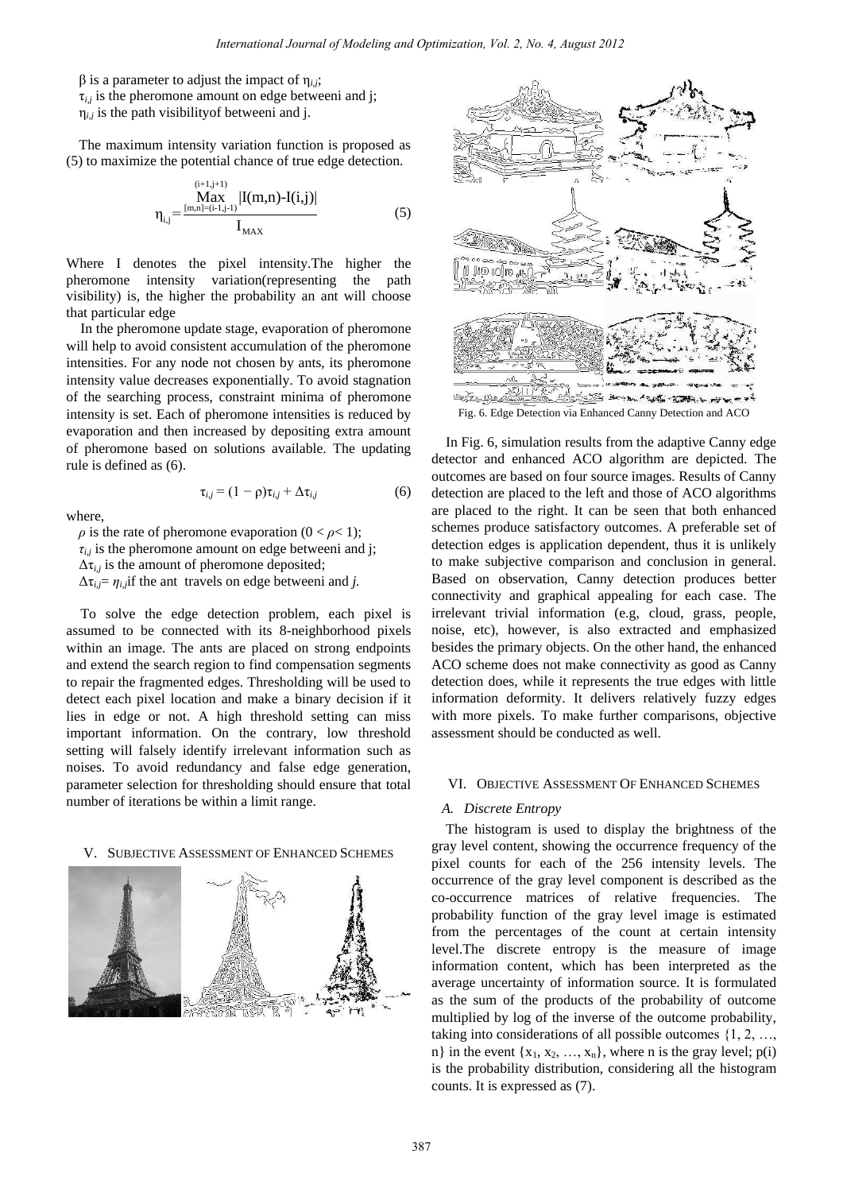β is a parameter to adjust the impact of $\eta_{i,j}$;

$\tau_{i,j}$ is the pheromone amount on edge betweeni and j;

$\eta_{i,j}$ is the path visibilityof betweeni and j.

The maximum intensity variation function is proposed as (5) to maximize the potential chance of true edge detection.

$$\eta_{i,j} = \frac{\underset{[m,n]=(i-1,j-1)}{\overset{(i+1,j+1)}{\text{Max}}} |I(m,n)-I(i,j)|}{I_{MAX}} \quad (5)$$

Where I denotes the pixel intensity.The higher the pheromone intensity variation(representing the path visibility) is, the higher the probability an ant will choose that particular edge

In the pheromone update stage, evaporation of pheromone will help to avoid consistent accumulation of the pheromone intensities. For any node not chosen by ants, its pheromone intensity value decreases exponentially. To avoid stagnation of the searching process, constraint minima of pheromone intensity is set. Each of pheromone intensities is reduced by evaporation and then increased by depositing extra amount of pheromone based on solutions available. The updating rule is defined as (6).

$$\tau_{i,j} = (1 - \rho)\tau_{i,j} + \Delta\tau_{i,j} \quad (6)$$

where,

$\rho$ is the rate of pheromone evaporation ($0 < \rho < 1$);

$\tau_{i,j}$ is the pheromone amount on edge betweeni and j;

$\Delta\tau_{i,j}$ is the amount of pheromone deposited;

$\Delta\tau_{i,j} = \eta_{i,j}$if the ant travels on edge betweeni and *j*.

To solve the edge detection problem, each pixel is assumed to be connected with its 8-neighborhood pixels within an image. The ants are placed on strong endpoints and extend the search region to find compensation segments to repair the fragmented edges. Thresholding will be used to detect each pixel location and make a binary decision if it lies in edge or not. A high threshold setting can miss important information. On the contrary, low threshold setting will falsely identify irrelevant information such as noises. To avoid redundancy and false edge generation, parameter selection for thresholding should ensure that total number of iterations be within a limit range.

## V. Subjective Assessment Of Enhanced Schemes

Fig. 6. Edge Detection via Enhanced Canny Detection and ACO

In Fig. 6, simulation results from the adaptive Canny edge detector and enhanced ACO algorithm are depicted. The outcomes are based on four source images. Results of Canny detection are placed to the left and those of ACO algorithms are placed to the right. It can be seen that both enhanced schemes produce satisfactory outcomes. A preferable set of detection edges is application dependent, thus it is unlikely to make subjective comparison and conclusion in general. Based on observation, Canny detection produces better connectivity and graphical appealing for each case. The irrelevant trivial information (e.g, cloud, grass, people, noise, etc), however, is also extracted and emphasized besides the primary objects. On the other hand, the enhanced ACO scheme does not make connectivity as good as Canny detection does, while it represents the true edges with little information deformity. It delivers relatively fuzzy edges with more pixels. To make further comparisons, objective assessment should be conducted as well.

## VI. Objective Assessment Of Enhanced Schemes

### *A. Discrete Entropy*

The histogram is used to display the brightness of the gray level content, showing the occurrence frequency of the pixel counts for each of the 256 intensity levels. The occurrence of the gray level component is described as the co-occurrence matrices of relative frequencies. The probability function of the gray level image is estimated from the percentages of the count at certain intensity level.The discrete entropy is the measure of image information content, which has been interpreted as the average uncertainty of information source. It is formulated as the sum of the products of the probability of outcome multiplied by log of the inverse of the outcome probability, taking into considerations of all possible outcomes {1, 2, …, n} in the event $\{x_1, x_2, \ldots, x_n\}$, where n is the gray level; p(i) is the probability distribution, considering all the histogram counts. It is expressed as (7).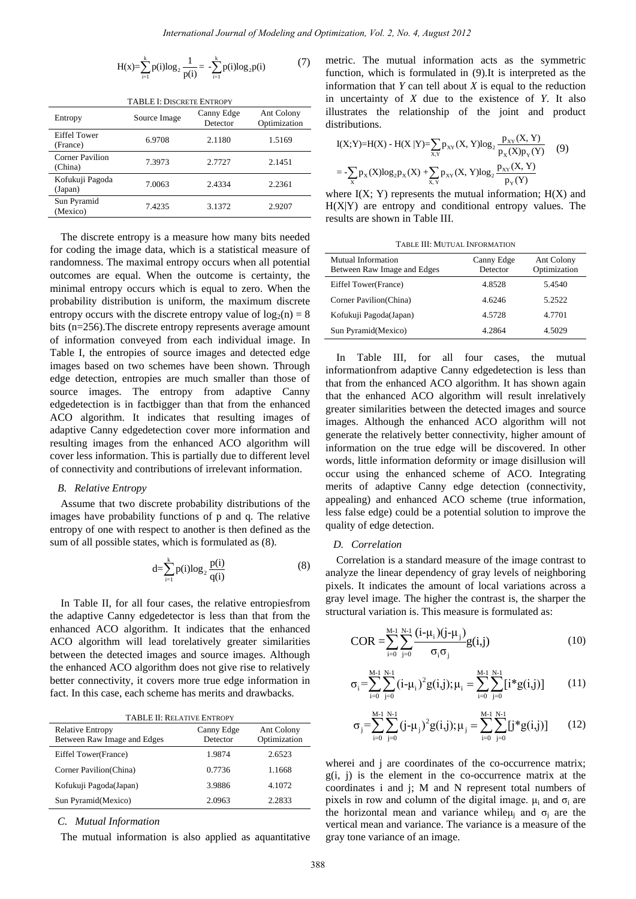$$H(x)=\sum_{i=1}^{k}p(i)\log_2\frac{1}{p(i)}=-\sum_{i=1}^{k}p(i)\log_2 p(i) \quad (7)$$

TABLE I: DISCRETE ENTROPY

| Entropy | Source Image | Canny Edge Detector | Ant Colony Optimization |
|---|---|---|---|
| Eiffel Tower (France) | 6.9708 | 2.1180 | 1.5169 |
| Corner Pavilion (China) | 7.3973 | 2.7727 | 2.1451 |
| Kofukuji Pagoda (Japan) | 7.0063 | 2.4334 | 2.2361 |
| Sun Pyramid (Mexico) | 7.4235 | 3.1372 | 2.9207 |

The discrete entropy is a measure how many bits needed for coding the image data, which is a statistical measure of randomness. The maximal entropy occurs when all potential outcomes are equal. When the outcome is certainty, the minimal entropy occurs which is equal to zero. When the probability distribution is uniform, the maximum discrete entropy occurs with the discrete entropy value of $\log_2(n) = 8$ bits (n=256).The discrete entropy represents average amount of information conveyed from each individual image. In Table I, the entropies of source images and detected edge images based on two schemes have been shown. Through edge detection, entropies are much smaller than those of source images. The entropy from adaptive Canny edgedetection is in factbigger than that from the enhanced ACO algorithm. It indicates that resulting images of adaptive Canny edgedetection cover more information and resulting images from the enhanced ACO algorithm will cover less information. This is partially due to different level of connectivity and contributions of irrelevant information.

### *B. Relative Entropy*

Assume that two discrete probability distributions of the images have probability functions of p and q. The relative entropy of one with respect to another is then defined as the sum of all possible states, which is formulated as (8).

$$d=\sum_{i=1}^{k}p(i)\log_2\frac{p(i)}{q(i)} \quad (8)$$

In Table II, for all four cases, the relative entropiesfrom the adaptive Canny edgedetector is less than that from the enhanced ACO algorithm. It indicates that the enhanced ACO algorithm will lead torelatively greater similarities between the detected images and source images. Although the enhanced ACO algorithm does not give rise to relatively better connectivity, it covers more true edge information in fact. In this case, each scheme has merits and drawbacks.

TABLE II: RELATIVE ENTROPY

| Relative Entropy Between Raw Image and Edges | Canny Edge Detector | Ant Colony Optimization |
|---|---|---|
| Eiffel Tower(France) | 1.9874 | 2.6523 |
| Corner Pavilion(China) | 0.7736 | 1.1668 |
| Kofukuji Pagoda(Japan) | 3.9886 | 4.1072 |
| Sun Pyramid(Mexico) | 2.0963 | 2.2833 |

### *C. Mutual Information*

The mutual information is also applied as aquantitative metric. The mutual information acts as the symmetric function, which is formulated in (9).It is interpreted as the information that *Y* can tell about *X* is equal to the reduction in uncertainty of *X* due to the existence of *Y*. It also illustrates the relationship of the joint and product distributions.

$$I(X;Y)=H(X)-H(X|Y)=\sum_{X,Y}p_{XY}(X,Y)\log_2\frac{p_{XY}(X,Y)}{p_X(X)p_Y(Y)} \quad (9)$$
$$=-\sum_{X}p_X(X)\log_2 p_X(X)+\sum_{X,Y}p_{XY}(X,Y)\log_2\frac{p_{XY}(X,Y)}{p_Y(Y)}$$

where I(X; Y) represents the mutual information; H(X) and H(X|Y) are entropy and conditional entropy values. The results are shown in Table III.

TABLE III: MUTUAL INFORMATION

| Mutual Information Between Raw Image and Edges | Canny Edge Detector | Ant Colony Optimization |
|---|---|---|
| Eiffel Tower(France) | 4.8528 | 5.4540 |
| Corner Pavilion(China) | 4.6246 | 5.2522 |
| Kofukuji Pagoda(Japan) | 4.5728 | 4.7701 |
| Sun Pyramid(Mexico) | 4.2864 | 4.5029 |

In Table III, for all four cases, the mutual informationfrom adaptive Canny edgedetection is less than that from the enhanced ACO algorithm. It has shown again that the enhanced ACO algorithm will result inrelatively greater similarities between the detected images and source images. Although the enhanced ACO algorithm will not generate the relatively better connectivity, higher amount of information on the true edge will be discovered. In other words, little information deformity or image disillusion will occur using the enhanced scheme of ACO. Integrating merits of adaptive Canny edge detection (connectivity, appealing) and enhanced ACO scheme (true information, less false edge) could be a potential solution to improve the quality of edge detection.

### *D. Correlation*

Correlation is a standard measure of the image contrast to analyze the linear dependency of gray levels of neighboring pixels. It indicates the amount of local variations across a gray level image. The higher the contrast is, the sharper the structural variation is. This measure is formulated as:

$$COR=\sum_{i=0}^{M-1}\sum_{j=0}^{N-1}\frac{(i-\mu_i)(j-\mu_j)}{\sigma_i\sigma_j}g(i,j) \quad (10)$$

$$\sigma_i=\sum_{i=0}^{M-1}\sum_{j=0}^{N-1}(i-\mu_i)^2 g(i,j);\ \mu_i=\sum_{i=0}^{M-1}\sum_{j=0}^{N-1}[i*g(i,j)] \quad (11)$$

$$\sigma_j=\sum_{i=0}^{M-1}\sum_{j=0}^{N-1}(j-\mu_j)^2 g(i,j);\ \mu_j=\sum_{i=0}^{M-1}\sum_{j=0}^{N-1}[j*g(i,j)] \quad (12)$$

wherei and j are coordinates of the co-occurrence matrix; g(i, j) is the element in the co-occurrence matrix at the coordinates i and j; M and N represent total numbers of pixels in row and column of the digital image. $\mu_i$ and $\sigma_i$ are the horizontal mean and variance while$\mu_j$ and $\sigma_j$ are the vertical mean and variance. The variance is a measure of the gray tone variance of an image.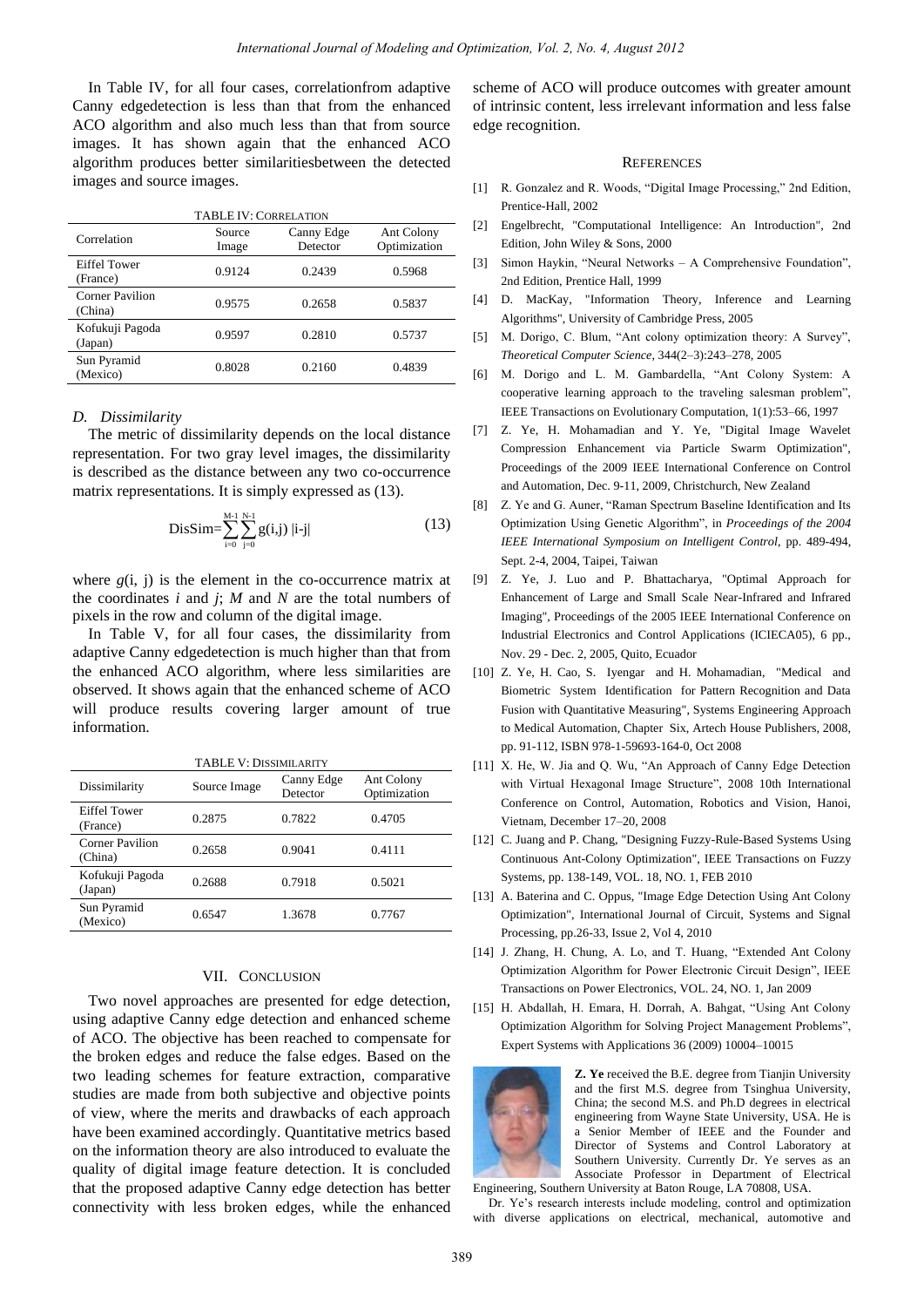In Table IV, for all four cases, correlationfrom adaptive Canny edgedetection is less than that from the enhanced ACO algorithm and also much less than that from source images. It has shown again that the enhanced ACO algorithm produces better similaritiesbetween the detected images and source images.

TABLE IV: CORRELATION

| Correlation | Source Image | Canny Edge Detector | Ant Colony Optimization |
|---|---|---|---|
| Eiffel Tower (France) | 0.9124 | 0.2439 | 0.5968 |
| Corner Pavilion (China) | 0.9575 | 0.2658 | 0.5837 |
| Kofukuji Pagoda (Japan) | 0.9597 | 0.2810 | 0.5737 |
| Sun Pyramid (Mexico) | 0.8028 | 0.2160 | 0.4839 |

### *D. Dissimilarity*

The metric of dissimilarity depends on the local distance representation. For two gray level images, the dissimilarity is described as the distance between any two co-occurrence matrix representations. It is simply expressed as (13).

$$\text{DisSim}=\sum_{i=0}^{M-1}\sum_{j=0}^{N-1} g(i,j)\,|i-j| \tag{13}$$

where $g(i, j)$ is the element in the co-occurrence matrix at the coordinates $i$ and $j$; $M$ and $N$ are the total numbers of pixels in the row and column of the digital image.

In Table V, for all four cases, the dissimilarity from adaptive Canny edgedetection is much higher than that from the enhanced ACO algorithm, where less similarities are observed. It shows again that the enhanced scheme of ACO will produce results covering larger amount of true information.

TABLE V: DISSIMILARITY

| Dissimilarity | Source Image | Canny Edge Detector | Ant Colony Optimization |
|---|---|---|---|
| Eiffel Tower (France) | 0.2875 | 0.7822 | 0.4705 |
| Corner Pavilion (China) | 0.2658 | 0.9041 | 0.4111 |
| Kofukuji Pagoda (Japan) | 0.2688 | 0.7918 | 0.5021 |
| Sun Pyramid (Mexico) | 0.6547 | 1.3678 | 0.7767 |

## VII. CONCLUSION

Two novel approaches are presented for edge detection, using adaptive Canny edge detection and enhanced scheme of ACO. The objective has been reached to compensate for the broken edges and reduce the false edges. Based on the two leading schemes for feature extraction, comparative studies are made from both subjective and objective points of view, where the merits and drawbacks of each approach have been examined accordingly. Quantitative metrics based on the information theory are also introduced to evaluate the quality of digital image feature detection. It is concluded that the proposed adaptive Canny edge detection has better connectivity with less broken edges, while the enhanced scheme of ACO will produce outcomes with greater amount of intrinsic content, less irrelevant information and less false edge recognition.

## REFERENCES

[1] R. Gonzalez and R. Woods, "Digital Image Processing," 2nd Edition, Prentice-Hall, 2002

[2] Engelbrecht, "Computational Intelligence: An Introduction", 2nd Edition, John Wiley & Sons, 2000

[3] Simon Haykin, "Neural Networks – A Comprehensive Foundation", 2nd Edition, Prentice Hall, 1999

[4] D. MacKay, "Information Theory, Inference and Learning Algorithms", University of Cambridge Press, 2005

[5] M. Dorigo, C. Blum, "Ant colony optimization theory: A Survey", *Theoretical Computer Science*, 344(2–3):243–278, 2005

[6] M. Dorigo and L. M. Gambardella, "Ant Colony System: A cooperative learning approach to the traveling salesman problem", IEEE Transactions on Evolutionary Computation, 1(1):53–66, 1997

[7] Z. Ye, H. Mohamadian and Y. Ye, "Digital Image Wavelet Compression Enhancement via Particle Swarm Optimization", Proceedings of the 2009 IEEE International Conference on Control and Automation, Dec. 9-11, 2009, Christchurch, New Zealand

[8] Z. Ye and G. Auner, "Raman Spectrum Baseline Identification and Its Optimization Using Genetic Algorithm", in *Proceedings of the 2004 IEEE International Symposium on Intelligent Control*, pp. 489-494, Sept. 2-4, 2004, Taipei, Taiwan

[9] Z. Ye, J. Luo and P. Bhattacharya, "Optimal Approach for Enhancement of Large and Small Scale Near-Infrared and Infrared Imaging", Proceedings of the 2005 IEEE International Conference on Industrial Electronics and Control Applications (ICIECA05), 6 pp., Nov. 29 - Dec. 2, 2005, Quito, Ecuador

[10] Z. Ye, H. Cao, S. Iyengar and H. Mohamadian, "Medical and Biometric System Identification for Pattern Recognition and Data Fusion with Quantitative Measuring", Systems Engineering Approach to Medical Automation, Chapter Six, Artech House Publishers, 2008, pp. 91-112, ISBN 978-1-59693-164-0, Oct 2008

[11] X. He, W. Jia and Q. Wu, "An Approach of Canny Edge Detection with Virtual Hexagonal Image Structure", 2008 10th International Conference on Control, Automation, Robotics and Vision, Hanoi, Vietnam, December 17–20, 2008

[12] C. Juang and P. Chang, "Designing Fuzzy-Rule-Based Systems Using Continuous Ant-Colony Optimization", IEEE Transactions on Fuzzy Systems, pp. 138-149, VOL. 18, NO. 1, FEB 2010

[13] A. Baterina and C. Oppus, "Image Edge Detection Using Ant Colony Optimization", International Journal of Circuit, Systems and Signal Processing, pp.26-33, Issue 2, Vol 4, 2010

[14] J. Zhang, H. Chung, A. Lo, and T. Huang, "Extended Ant Colony Optimization Algorithm for Power Electronic Circuit Design", IEEE Transactions on Power Electronics, VOL. 24, NO. 1, Jan 2009

[15] H. Abdallah, H. Emara, H. Dorrah, A. Bahgat, "Using Ant Colony Optimization Algorithm for Solving Project Management Problems", Expert Systems with Applications 36 (2009) 10004–10015

**Z. Ye** received the B.E. degree from Tianjin University and the first M.S. degree from Tsinghua University, China; the second M.S. and Ph.D degrees in electrical engineering from Wayne State University, USA. He is a Senior Member of IEEE and the Founder and Director of Systems and Control Laboratory at Southern University. Currently Dr. Ye serves as an Associate Professor in Department of Electrical Engineering, Southern University at Baton Rouge, LA 70808, USA.

Dr. Ye's research interests include modeling, control and optimization with diverse applications on electrical, mechanical, automotive and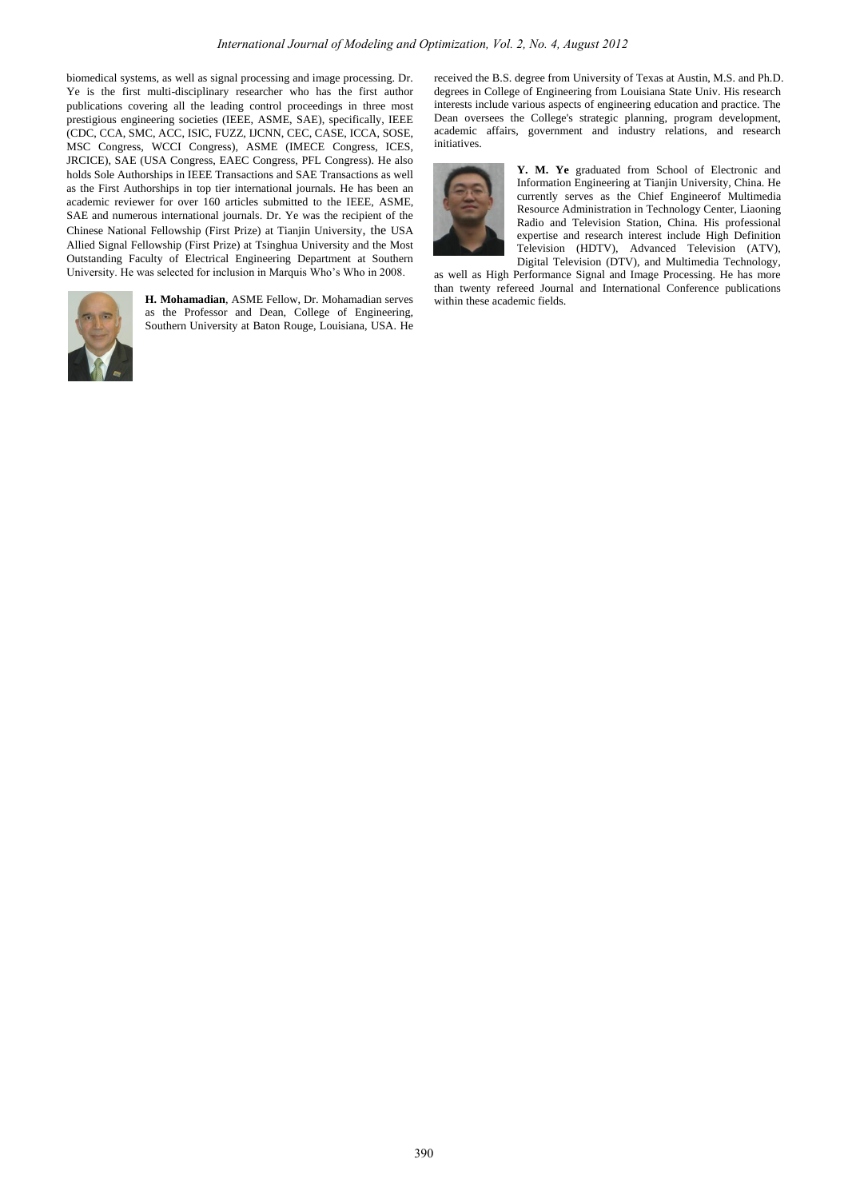biomedical systems, as well as signal processing and image processing. Dr. Ye is the first multi-disciplinary researcher who has the first author publications covering all the leading control proceedings in three most prestigious engineering societies (IEEE, ASME, SAE), specifically, IEEE (CDC, CCA, SMC, ACC, ISIC, FUZZ, IJCNN, CEC, CASE, ICCA, SOSE, MSC Congress, WCCI Congress), ASME (IMECE Congress, ICES, JRCICE), SAE (USA Congress, EAEC Congress, PFL Congress). He also holds Sole Authorships in IEEE Transactions and SAE Transactions as well as the First Authorships in top tier international journals. He has been an academic reviewer for over 160 articles submitted to the IEEE, ASME, SAE and numerous international journals. Dr. Ye was the recipient of the Chinese National Fellowship (First Prize) at Tianjin University, the USA Allied Signal Fellowship (First Prize) at Tsinghua University and the Most Outstanding Faculty of Electrical Engineering Department at Southern University. He was selected for inclusion in Marquis Who's Who in 2008.

**H. Mohamadian**, ASME Fellow, Dr. Mohamadian serves as the Professor and Dean, College of Engineering, Southern University at Baton Rouge, Louisiana, USA. He received the B.S. degree from University of Texas at Austin, M.S. and Ph.D. degrees in College of Engineering from Louisiana State Univ. His research interests include various aspects of engineering education and practice. The Dean oversees the College's strategic planning, program development, academic affairs, government and industry relations, and research initiatives.

**Y. M. Ye** graduated from School of Electronic and Information Engineering at Tianjin University, China. He currently serves as the Chief Engineerof Multimedia Resource Administration in Technology Center, Liaoning Radio and Television Station, China. His professional expertise and research interest include High Definition Television (HDTV), Advanced Television (ATV), Digital Television (DTV), and Multimedia Technology, as well as High Performance Signal and Image Processing. He has more than twenty refereed Journal and International Conference publications within these academic fields.